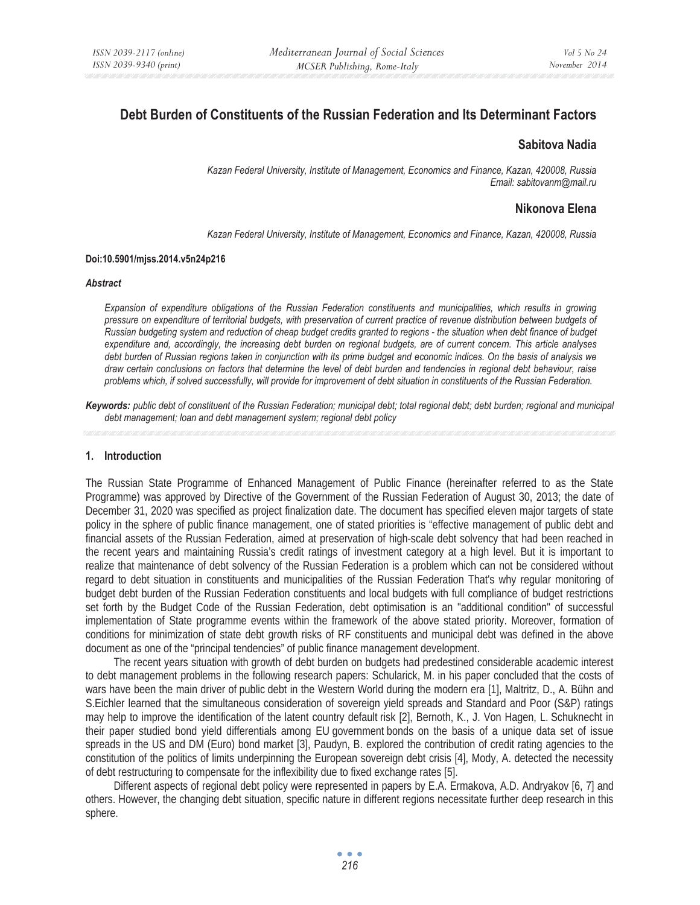# Debt Burden of Constituents of the Russian Federation and Its Determinant Factors

**Sabitova Nadia**

*Kazan Federal University, Institute of Management, Economics and Finance, Kazan, 420008, Russia*
*Email: sabitovanm@mail.ru*

**Nikonova Elena**

*Kazan Federal University, Institute of Management, Economics and Finance, Kazan, 420008, Russia*

**Doi:10.5901/mjss.2014.v5n24p216**

***Abstract***

*Expansion of expenditure obligations of the Russian Federation constituents and municipalities, which results in growing pressure on expenditure of territorial budgets, with preservation of current practice of revenue distribution between budgets of Russian budgeting system and reduction of cheap budget credits granted to regions - the situation when debt finance of budget expenditure and, accordingly, the increasing debt burden on regional budgets, are of current concern. This article analyses debt burden of Russian regions taken in conjunction with its prime budget and economic indices. On the basis of analysis we draw certain conclusions on factors that determine the level of debt burden and tendencies in regional debt behaviour, raise problems which, if solved successfully, will provide for improvement of debt situation in constituents of the Russian Federation.*

***Keywords:*** *public debt of constituent of the Russian Federation; municipal debt; total regional debt; debt burden; regional and municipal debt management; loan and debt management system; regional debt policy*

## 1. Introduction

The Russian State Programme of Enhanced Management of Public Finance (hereinafter referred to as the State Programme) was approved by Directive of the Government of the Russian Federation of August 30, 2013; the date of December 31, 2020 was specified as project finalization date. The document has specified eleven major targets of state policy in the sphere of public finance management, one of stated priorities is "effective management of public debt and financial assets of the Russian Federation, aimed at preservation of high-scale debt solvency that had been reached in the recent years and maintaining Russia's credit ratings of investment category at a high level. But it is important to realize that maintenance of debt solvency of the Russian Federation is a problem which can not be considered without regard to debt situation in constituents and municipalities of the Russian Federation That's why regular monitoring of budget debt burden of the Russian Federation constituents and local budgets with full compliance of budget restrictions set forth by the Budget Code of the Russian Federation, debt optimisation is an "additional condition" of successful implementation of State programme events within the framework of the above stated priority. Moreover, formation of conditions for minimization of state debt growth risks of RF constituents and municipal debt was defined in the above document as one of the "principal tendencies" of public finance management development.

The recent years situation with growth of debt burden on budgets had predestined considerable academic interest to debt management problems in the following research papers: Schularick, M. in his paper concluded that the costs of wars have been the main driver of public debt in the Western World during the modern era [1], Maltritz, D., A. Bühn and S.Eichler learned that the simultaneous consideration of sovereign yield spreads and Standard and Poor (S&P) ratings may help to improve the identification of the latent country default risk [2], Bernoth, K., J. Von Hagen, L. Schuknecht in their paper studied bond yield differentials among EU government bonds on the basis of a unique data set of issue spreads in the US and DM (Euro) bond market [3], Paudyn, B. explored the contribution of credit rating agencies to the constitution of the politics of limits underpinning the European sovereign debt crisis [4], Mody, A. detected the necessity of debt restructuring to compensate for the inflexibility due to fixed exchange rates [5].

Different aspects of regional debt policy were represented in papers by E.A. Ermakova, A.D. Andryakov [6, 7] and others. However, the changing debt situation, specific nature in different regions necessitate further deep research in this sphere.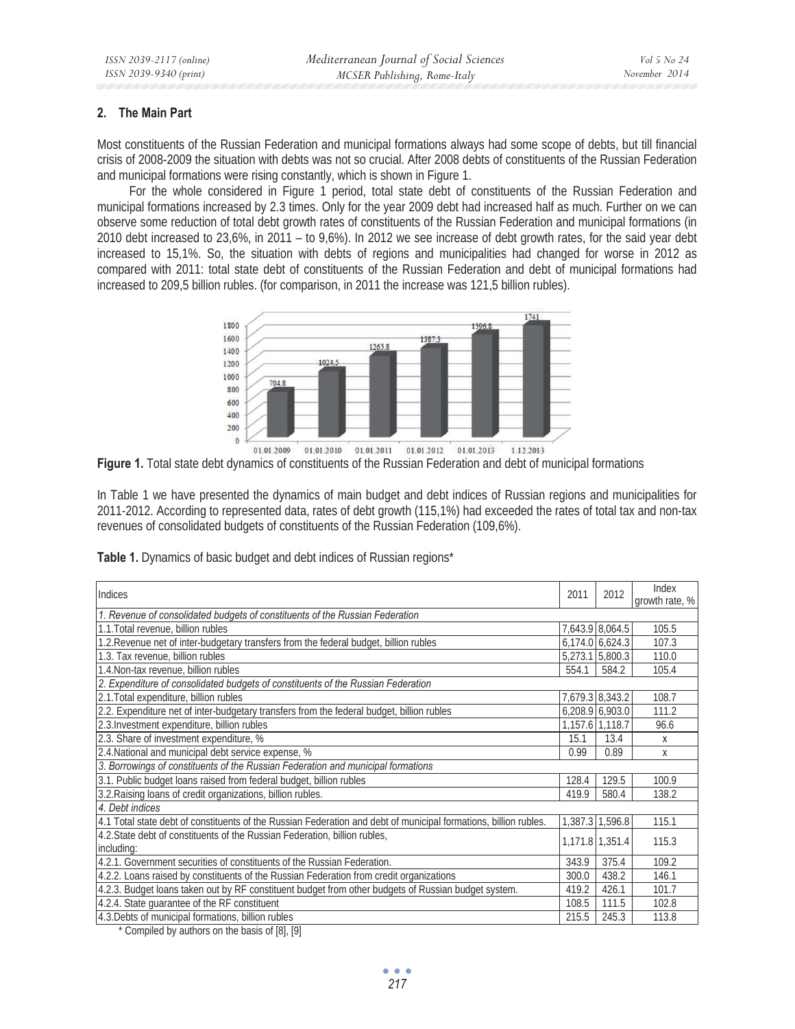## 2. The Main Part

Most constituents of the Russian Federation and municipal formations always had some scope of debts, but till financial crisis of 2008-2009 the situation with debts was not so crucial. After 2008 debts of constituents of the Russian Federation and municipal formations were rising constantly, which is shown in Figure 1.

For the whole considered in Figure 1 period, total state debt of constituents of the Russian Federation and municipal formations increased by 2.3 times. Only for the year 2009 debt had increased half as much. Further on we can observe some reduction of total debt growth rates of constituents of the Russian Federation and municipal formations (in 2010 debt increased to 23,6%, in 2011 – to 9,6%). In 2012 we see increase of debt growth rates, for the said year debt increased to 15,1%. So, the situation with debts of regions and municipalities had changed for worse in 2012 as compared with 2011: total state debt of constituents of the Russian Federation and debt of municipal formations had increased to 209,5 billion rubles. (for comparison, in 2011 the increase was 121,5 billion rubles).

1800
1600
1400
1200
1000
800
600
400
200
0

704.8
1024.5
1265.8
1387.3
1596.8
1741

01.01.2009 01.01.2010 01.01.2011 01.01.2012 01.01.2013 1.12.2013

**Figure 1.** Total state debt dynamics of constituents of the Russian Federation and debt of municipal formations

In Table 1 we have presented the dynamics of main budget and debt indices of Russian regions and municipalities for 2011-2012. According to represented data, rates of debt growth (115,1%) had exceeded the rates of total tax and non-tax revenues of consolidated budgets of constituents of the Russian Federation (109,6%).

**Table 1.** Dynamics of basic budget and debt indices of Russian regions*

| Indices | 2011 | 2012 | Index growth rate, % |
|---|---|---|---|
| *1. Revenue of consolidated budgets of constituents of the Russian Federation* | | | |
| 1.1.Total revenue, billion rubles | 7,643.9 | 8,064.5 | 105.5 |
| 1.2.Revenue net of inter-budgetary transfers from the federal budget, billion rubles | 6,174.0 | 6,624.3 | 107.3 |
| 1.3. Tax revenue, billion rubles | 5,273.1 | 5,800.3 | 110.0 |
| 1.4.Non-tax revenue, billion rubles | 554.1 | 584.2 | 105.4 |
| *2. Expenditure of consolidated budgets of constituents of the Russian Federation* | | | |
| 2.1.Total expenditure, billion rubles | 7,679.3 | 8,343.2 | 108.7 |
| 2.2. Expenditure net of inter-budgetary transfers from the federal budget, billion rubles | 6,208.9 | 6,903.0 | 111.2 |
| 2.3.Investment expenditure, billion rubles | 1,157.6 | 1,118.7 | 96.6 |
| 2.3. Share of investment expenditure, % | 15.1 | 13.4 | x |
| 2.4.National and municipal debt service expense, % | 0.99 | 0.89 | x |
| *3. Borrowings of constituents of the Russian Federation and municipal formations* | | | |
| 3.1. Public budget loans raised from federal budget, billion rubles | 128.4 | 129.5 | 100.9 |
| 3.2.Raising loans of credit organizations, billion rubles. | 419.9 | 580.4 | 138.2 |
| *4. Debt indices* | | | |
| 4.1 Total state debt of constituents of the Russian Federation and debt of municipal formations, billion rubles. | 1,387.3 | 1,596.8 | 115.1 |
| 4.2.State debt of constituents of the Russian Federation, billion rubles, including: | 1,171.8 | 1,351.4 | 115.3 |
| 4.2.1. Government securities of constituents of the Russian Federation. | 343.9 | 375.4 | 109.2 |
| 4.2.2. Loans raised by constituents of the Russian Federation from credit organizations | 300.0 | 438.2 | 146.1 |
| 4.2.3. Budget loans taken out by RF constituent budget from other budgets of Russian budget system. | 419.2 | 426.1 | 101.7 |
| 4.2.4. State guarantee of the RF constituent | 108.5 | 111.5 | 102.8 |
| 4.3.Debts of municipal formations, billion rubles | 215.5 | 245.3 | 113.8 |

\* Compiled by authors on the basis of [8], [9]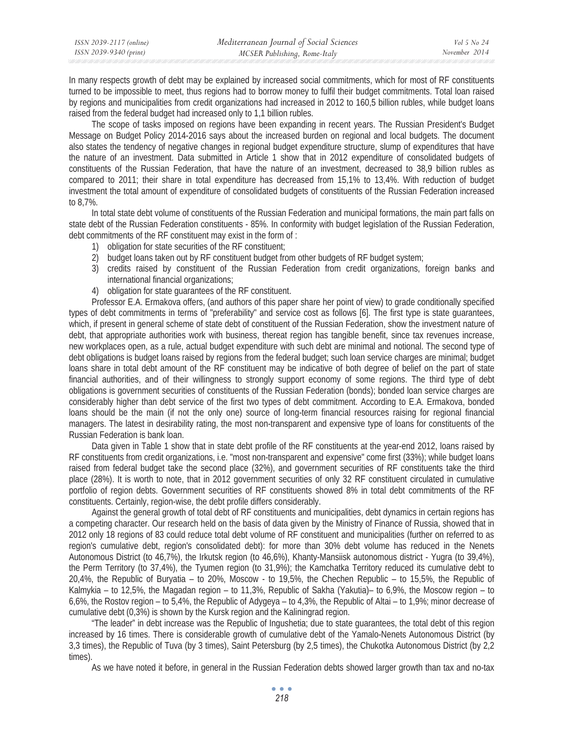In many respects growth of debt may be explained by increased social commitments, which for most of RF constituents turned to be impossible to meet, thus regions had to borrow money to fulfil their budget commitments. Total loan raised by regions and municipalities from credit organizations had increased in 2012 to 160,5 billion rubles, while budget loans raised from the federal budget had increased only to 1,1 billion rubles.

The scope of tasks imposed on regions have been expanding in recent years. The Russian President's Budget Message on Budget Policy 2014-2016 says about the increased burden on regional and local budgets. The document also states the tendency of negative changes in regional budget expenditure structure, slump of expenditures that have the nature of an investment. Data submitted in Article 1 show that in 2012 expenditure of consolidated budgets of constituents of the Russian Federation, that have the nature of an investment, decreased to 38,9 billion rubles as compared to 2011; their share in total expenditure has decreased from 15,1% to 13,4%. With reduction of budget investment the total amount of expenditure of consolidated budgets of constituents of the Russian Federation increased to 8,7%.

In total state debt volume of constituents of the Russian Federation and municipal formations, the main part falls on state debt of the Russian Federation constituents - 85%. In conformity with budget legislation of the Russian Federation, debt commitments of the RF constituent may exist in the form of :

1) obligation for state securities of the RF constituent;
2) budget loans taken out by RF constituent budget from other budgets of RF budget system;
3) credits raised by constituent of the Russian Federation from credit organizations, foreign banks and international financial organizations;
4) obligation for state guarantees of the RF constituent.

Professor E.A. Ermakova offers, (and authors of this paper share her point of view) to grade conditionally specified types of debt commitments in terms of "preferability" and service cost as follows [6]. The first type is state guarantees, which, if present in general scheme of state debt of constituent of the Russian Federation, show the investment nature of debt, that appropriate authorities work with business, thereat region has tangible benefit, since tax revenues increase, new workplaces open, as a rule, actual budget expenditure with such debt are minimal and notional. The second type of debt obligations is budget loans raised by regions from the federal budget; such loan service charges are minimal; budget loans share in total debt amount of the RF constituent may be indicative of both degree of belief on the part of state financial authorities, and of their willingness to strongly support economy of some regions. The third type of debt obligations is government securities of constituents of the Russian Federation (bonds); bonded loan service charges are considerably higher than debt service of the first two types of debt commitment. According to E.A. Ermakova, bonded loans should be the main (if not the only one) source of long-term financial resources raising for regional financial managers. The latest in desirability rating, the most non-transparent and expensive type of loans for constituents of the Russian Federation is bank loan.

Data given in Table 1 show that in state debt profile of the RF constituents at the year-end 2012, loans raised by RF constituents from credit organizations, i.e. "most non-transparent and expensive" come first (33%); while budget loans raised from federal budget take the second place (32%), and government securities of RF constituents take the third place (28%). It is worth to note, that in 2012 government securities of only 32 RF constituent circulated in cumulative portfolio of region debts. Government securities of RF constituents showed 8% in total debt commitments of the RF constituents. Certainly, region-wise, the debt profile differs considerably.

Against the general growth of total debt of RF constituents and municipalities, debt dynamics in certain regions has a competing character. Our research held on the basis of data given by the Ministry of Finance of Russia, showed that in 2012 only 18 regions of 83 could reduce total debt volume of RF constituent and municipalities (further on referred to as region's cumulative debt, region's consolidated debt): for more than 30% debt volume has reduced in the Nenets Autonomous District (to 46,7%), the Irkutsk region (to 46,6%), Khanty-Mansiisk autonomous district - Yugra (to 39,4%), the Perm Territory (to 37,4%), the Tyumen region (to 31,9%); the Kamchatka Territory reduced its cumulative debt to 20,4%, the Republic of Buryatia – to 20%, Moscow - to 19,5%, the Chechen Republic – to 15,5%, the Republic of Kalmykia – to 12,5%, the Magadan region – to 11,3%, Republic of Sakha (Yakutia)– to 6,9%, the Moscow region – to 6,6%, the Rostov region – to 5,4%, the Republic of Adygeya – to 4,3%, the Republic of Altai – to 1,9%; minor decrease of cumulative debt (0,3%) is shown by the Kursk region and the Kaliningrad region.

"The leader" in debt increase was the Republic of Ingushetia; due to state guarantees, the total debt of this region increased by 16 times. There is considerable growth of cumulative debt of the Yamalo-Nenets Autonomous District (by 3,3 times), the Republic of Tuva (by 3 times), Saint Petersburg (by 2,5 times), the Chukotka Autonomous District (by 2,2 times).

As we have noted it before, in general in the Russian Federation debts showed larger growth than tax and no-tax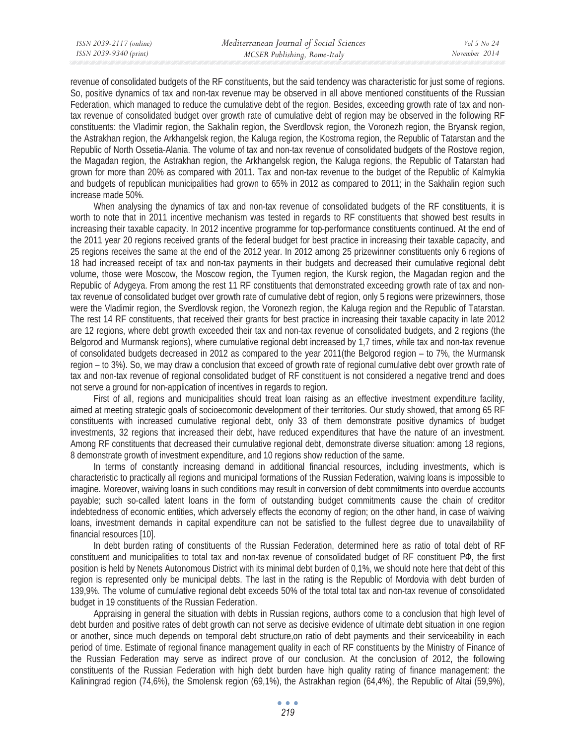revenue of consolidated budgets of the RF constituents, but the said tendency was characteristic for just some of regions. So, positive dynamics of tax and non-tax revenue may be observed in all above mentioned constituents of the Russian Federation, which managed to reduce the cumulative debt of the region. Besides, exceeding growth rate of tax and non-tax revenue of consolidated budget over growth rate of cumulative debt of region may be observed in the following RF constituents: the Vladimir region, the Sakhalin region, the Sverdlovsk region, the Voronezh region, the Bryansk region, the Astrakhan region, the Arkhangelsk region, the Kaluga region, the Kostroma region, the Republic of Tatarstan and the Republic of North Ossetia-Alania. The volume of tax and non-tax revenue of consolidated budgets of the Rostove region, the Magadan region, the Astrakhan region, the Arkhangelsk region, the Kaluga regions, the Republic of Tatarstan had grown for more than 20% as compared with 2011. Tax and non-tax revenue to the budget of the Republic of Kalmykia and budgets of republican municipalities had grown to 65% in 2012 as compared to 2011; in the Sakhalin region such increase made 50%.

When analysing the dynamics of tax and non-tax revenue of consolidated budgets of the RF constituents, it is worth to note that in 2011 incentive mechanism was tested in regards to RF constituents that showed best results in increasing their taxable capacity. In 2012 incentive programme for top-performance constituents continued. At the end of the 2011 year 20 regions received grants of the federal budget for best practice in increasing their taxable capacity, and 25 regions receives the same at the end of the 2012 year. In 2012 among 25 prizewinner constituents only 6 regions of 18 had increased receipt of tax and non-tax payments in their budgets and decreased their cumulative regional debt volume, those were Moscow, the Moscow region, the Tyumen region, the Kursk region, the Magadan region and the Republic of Adygeya. From among the rest 11 RF constituents that demonstrated exceeding growth rate of tax and non-tax revenue of consolidated budget over growth rate of cumulative debt of region, only 5 regions were prizewinners, those were the Vladimir region, the Sverdlovsk region, the Voronezh region, the Kaluga region and the Republic of Tatarstan. The rest 14 RF constituents, that received their grants for best practice in increasing their taxable capacity in late 2012 are 12 regions, where debt growth exceeded their tax and non-tax revenue of consolidated budgets, and 2 regions (the Belgorod and Murmansk regions), where cumulative regional debt increased by 1,7 times, while tax and non-tax revenue of consolidated budgets decreased in 2012 as compared to the year 2011(the Belgorod region – to 7%, the Murmansk region – to 3%). So, we may draw a conclusion that exceed of growth rate of regional cumulative debt over growth rate of tax and non-tax revenue of regional consolidated budget of RF constituent is not considered a negative trend and does not serve a ground for non-application of incentives in regards to region.

First of all, regions and municipalities should treat loan raising as an effective investment expenditure facility, aimed at meeting strategic goals of socioecomonic development of their territories. Our study showed, that among 65 RF constituents with increased cumulative regional debt, only 33 of them demonstrate positive dynamics of budget investments, 32 regions that increased their debt, have reduced expenditures that have the nature of an investment. Among RF constituents that decreased their cumulative regional debt, demonstrate diverse situation: among 18 regions, 8 demonstrate growth of investment expenditure, and 10 regions show reduction of the same.

In terms of constantly increasing demand in additional financial resources, including investments, which is characteristic to practically all regions and municipal formations of the Russian Federation, waiving loans is impossible to imagine. Moreover, waiving loans in such conditions may result in conversion of debt commitments into overdue accounts payable; such so-called latent loans in the form of outstanding budget commitments cause the chain of creditor indebtedness of economic entities, which adversely effects the economy of region; on the other hand, in case of waiving loans, investment demands in capital expenditure can not be satisfied to the fullest degree due to unavailability of financial resources [10].

In debt burden rating of constituents of the Russian Federation, determined here as ratio of total debt of RF constituent and municipalities to total tax and non-tax revenue of consolidated budget of RF constituent РФ, the first position is held by Nenets Autonomous District with its minimal debt burden of 0,1%, we should note here that debt of this region is represented only be municipal debts. The last in the rating is the Republic of Mordovia with debt burden of 139,9%. The volume of cumulative regional debt exceeds 50% of the total total tax and non-tax revenue of consolidated budget in 19 constituents of the Russian Federation.

Appraising in general the situation with debts in Russian regions, authors come to a conclusion that high level of debt burden and positive rates of debt growth can not serve as decisive evidence of ultimate debt situation in one region or another, since much depends on temporal debt structure,on ratio of debt payments and their serviceability in each period of time. Estimate of regional finance management quality in each of RF constituents by the Ministry of Finance of the Russian Federation may serve as indirect prove of our conclusion. At the conclusion of 2012, the following constituents of the Russian Federation with high debt burden have high quality rating of finance management: the Kaliningrad region (74,6%), the Smolensk region (69,1%), the Astrakhan region (64,4%), the Republic of Altai (59,9%),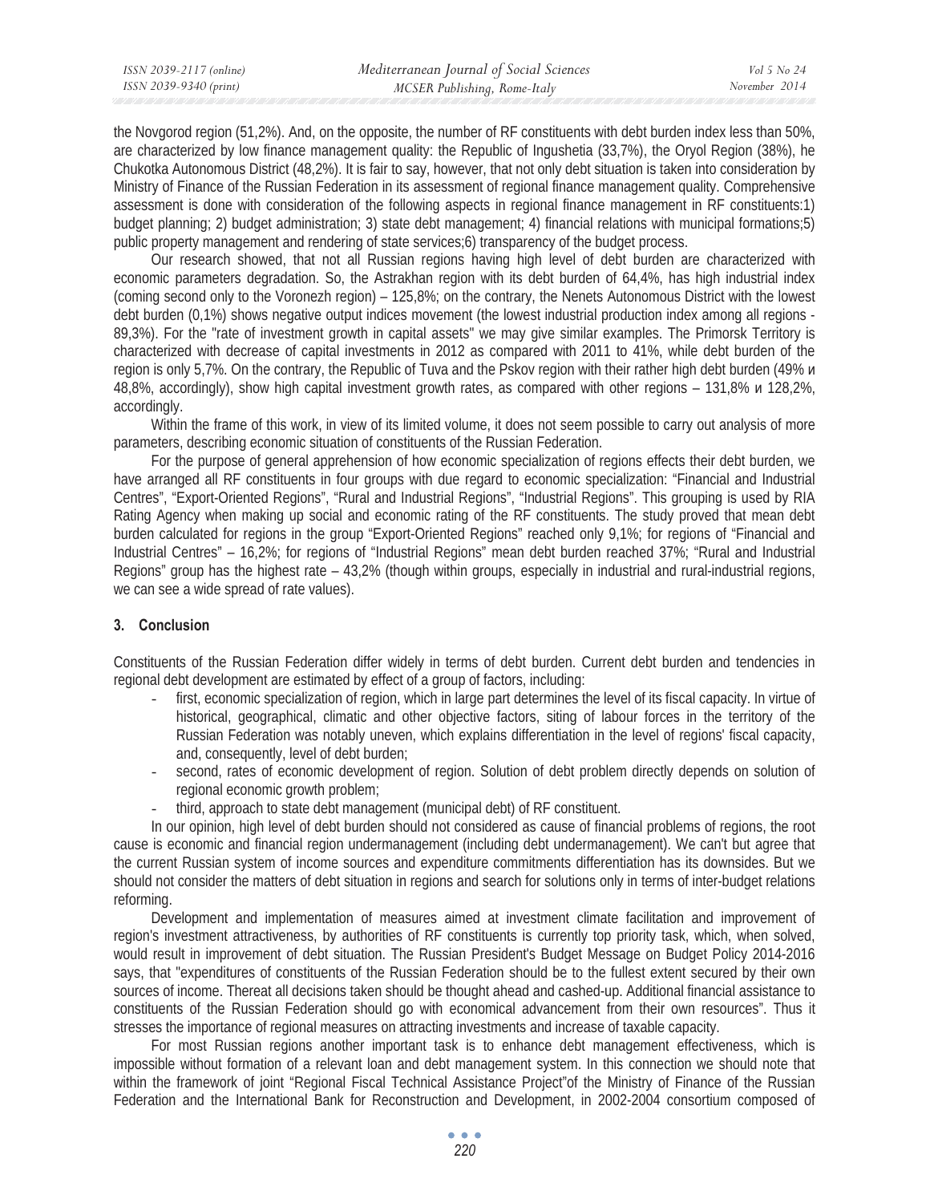the Novgorod region (51,2%). And, on the opposite, the number of RF constituents with debt burden index less than 50%, are characterized by low finance management quality: the Republic of Ingushetia (33,7%), the Oryol Region (38%), he Chukotka Autonomous District (48,2%). It is fair to say, however, that not only debt situation is taken into consideration by Ministry of Finance of the Russian Federation in its assessment of regional finance management quality. Comprehensive assessment is done with consideration of the following aspects in regional finance management in RF constituents:1) budget planning; 2) budget administration; 3) state debt management; 4) financial relations with municipal formations;5) public property management and rendering of state services;6) transparency of the budget process.

Our research showed, that not all Russian regions having high level of debt burden are characterized with economic parameters degradation. So, the Astrakhan region with its debt burden of 64,4%, has high industrial index (coming second only to the Voronezh region) – 125,8%; on the contrary, the Nenets Autonomous District with the lowest debt burden (0,1%) shows negative output indices movement (the lowest industrial production index among all regions - 89,3%). For the "rate of investment growth in capital assets" we may give similar examples. The Primorsk Territory is characterized with decrease of capital investments in 2012 as compared with 2011 to 41%, while debt burden of the region is only 5,7%. On the contrary, the Republic of Tuva and the Pskov region with their rather high debt burden (49% и 48,8%, accordingly), show high capital investment growth rates, as compared with other regions – 131,8% и 128,2%, accordingly.

Within the frame of this work, in view of its limited volume, it does not seem possible to carry out analysis of more parameters, describing economic situation of constituents of the Russian Federation.

For the purpose of general apprehension of how economic specialization of regions effects their debt burden, we have arranged all RF constituents in four groups with due regard to economic specialization: "Financial and Industrial Centres", "Export-Oriented Regions", "Rural and Industrial Regions", "Industrial Regions". This grouping is used by RIA Rating Agency when making up social and economic rating of the RF constituents. The study proved that mean debt burden calculated for regions in the group "Export-Oriented Regions" reached only 9,1%; for regions of "Financial and Industrial Centres" – 16,2%; for regions of "Industrial Regions" mean debt burden reached 37%; "Rural and Industrial Regions" group has the highest rate – 43,2% (though within groups, especially in industrial and rural-industrial regions, we can see a wide spread of rate values).

## 3. Conclusion

Constituents of the Russian Federation differ widely in terms of debt burden. Current debt burden and tendencies in regional debt development are estimated by effect of a group of factors, including:

- first, economic specialization of region, which in large part determines the level of its fiscal capacity. In virtue of historical, geographical, climatic and other objective factors, siting of labour forces in the territory of the Russian Federation was notably uneven, which explains differentiation in the level of regions' fiscal capacity, and, consequently, level of debt burden;
- second, rates of economic development of region. Solution of debt problem directly depends on solution of regional economic growth problem;
- third, approach to state debt management (municipal debt) of RF constituent.

In our opinion, high level of debt burden should not considered as cause of financial problems of regions, the root cause is economic and financial region undermanagement (including debt undermanagement). We can't but agree that the current Russian system of income sources and expenditure commitments differentiation has its downsides. But we should not consider the matters of debt situation in regions and search for solutions only in terms of inter-budget relations reforming.

Development and implementation of measures aimed at investment climate facilitation and improvement of region's investment attractiveness, by authorities of RF constituents is currently top priority task, which, when solved, would result in improvement of debt situation. The Russian President's Budget Message on Budget Policy 2014-2016 says, that "expenditures of constituents of the Russian Federation should be to the fullest extent secured by their own sources of income. Thereat all decisions taken should be thought ahead and cashed-up. Additional financial assistance to constituents of the Russian Federation should go with economical advancement from their own resources". Thus it stresses the importance of regional measures on attracting investments and increase of taxable capacity.

For most Russian regions another important task is to enhance debt management effectiveness, which is impossible without formation of a relevant loan and debt management system. In this connection we should note that within the framework of joint "Regional Fiscal Technical Assistance Project"of the Ministry of Finance of the Russian Federation and the International Bank for Reconstruction and Development, in 2002-2004 consortium composed of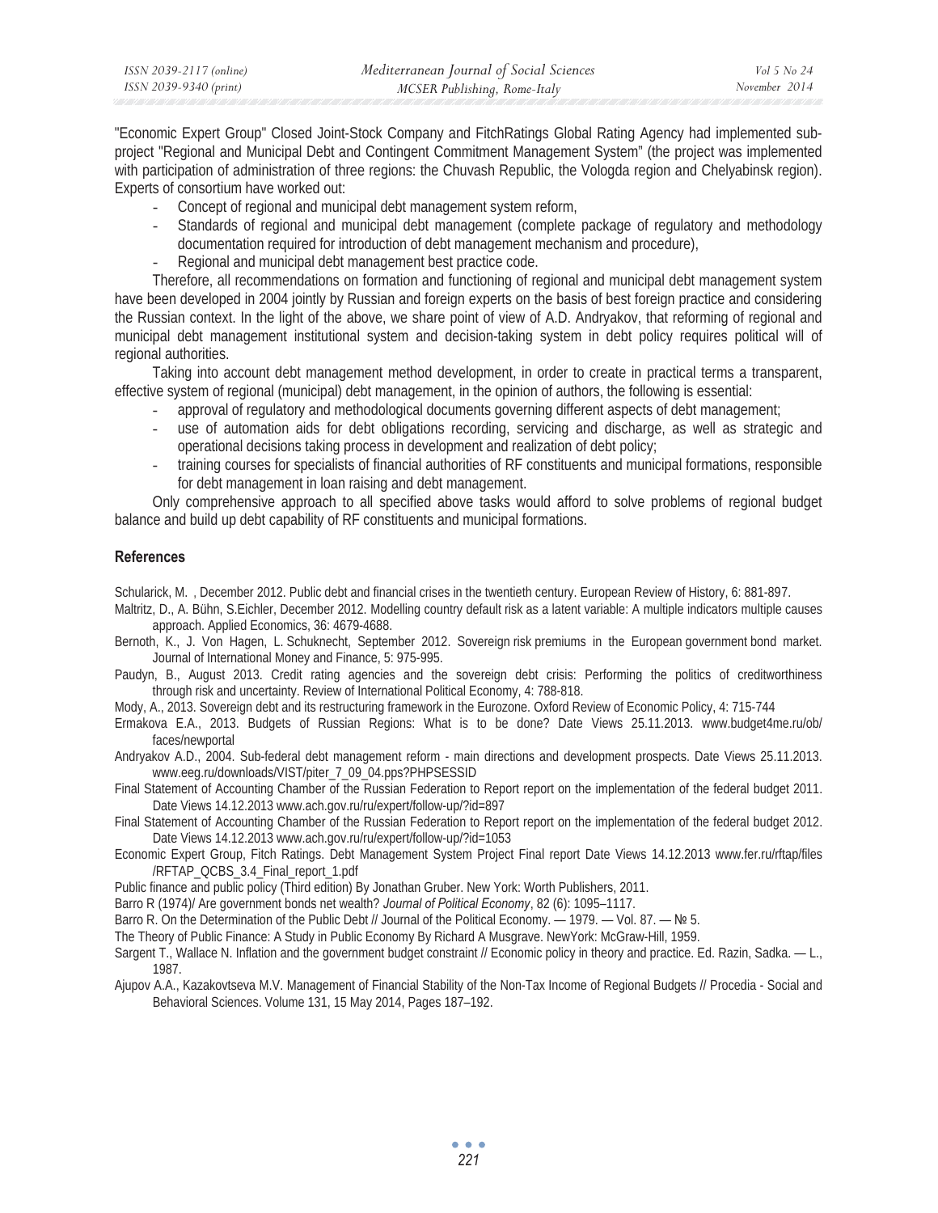"Economic Expert Group" Closed Joint-Stock Company and FitchRatings Global Rating Agency had implemented sub-project "Regional and Municipal Debt and Contingent Commitment Management System" (the project was implemented with participation of administration of three regions: the Chuvash Republic, the Vologda region and Chelyabinsk region). Experts of consortium have worked out:

- Concept of regional and municipal debt management system reform,
- Standards of regional and municipal debt management (complete package of regulatory and methodology documentation required for introduction of debt management mechanism and procedure),
- Regional and municipal debt management best practice code.

Therefore, all recommendations on formation and functioning of regional and municipal debt management system have been developed in 2004 jointly by Russian and foreign experts on the basis of best foreign practice and considering the Russian context. In the light of the above, we share point of view of A.D. Andryakov, that reforming of regional and municipal debt management institutional system and decision-taking system in debt policy requires political will of regional authorities.

Taking into account debt management method development, in order to create in practical terms a transparent, effective system of regional (municipal) debt management, in the opinion of authors, the following is essential:

- approval of regulatory and methodological documents governing different aspects of debt management;
- use of automation aids for debt obligations recording, servicing and discharge, as well as strategic and operational decisions taking process in development and realization of debt policy;
- training courses for specialists of financial authorities of RF constituents and municipal formations, responsible for debt management in loan raising and debt management.

Only comprehensive approach to all specified above tasks would afford to solve problems of regional budget balance and build up debt capability of RF constituents and municipal formations.

## References

Schularick, M. , December 2012. Public debt and financial crises in the twentieth century. European Review of History, 6: 881-897.

Maltritz, D., A. Bühn, S.Eichler, December 2012. Modelling country default risk as a latent variable: A multiple indicators multiple causes approach. Applied Economics, 36: 4679-4688.

Bernoth, K., J. Von Hagen, L. Schuknecht, September 2012. Sovereign risk premiums in the European government bond market. Journal of International Money and Finance, 5: 975-995.

Paudyn, B., August 2013. Credit rating agencies and the sovereign debt crisis: Performing the politics of creditworthiness through risk and uncertainty. Review of International Political Economy, 4: 788-818.

Mody, A., 2013. Sovereign debt and its restructuring framework in the Eurozone. Oxford Review of Economic Policy, 4: 715-744

Ermakova E.A., 2013. Budgets of Russian Regions: What is to be done? Date Views 25.11.2013. www.budget4me.ru/ob/faces/newportal

Andryakov A.D., 2004. Sub-federal debt management reform - main directions and development prospects. Date Views 25.11.2013. www.eeg.ru/downloads/VIST/piter_7_09_04.pps?PHPSESSID

Final Statement of Accounting Chamber of the Russian Federation to Report report on the implementation of the federal budget 2011. Date Views 14.12.2013 www.ach.gov.ru/ru/expert/follow-up/?id=897

Final Statement of Accounting Chamber of the Russian Federation to Report report on the implementation of the federal budget 2012. Date Views 14.12.2013 www.ach.gov.ru/ru/expert/follow-up/?id=1053

Economic Expert Group, Fitch Ratings. Debt Management System Project Final report Date Views 14.12.2013 www.fer.ru/rftap/files /RFTAP_QCBS_3.4_Final_report_1.pdf

Public finance and public policy (Third edition) By Jonathan Gruber. New York: Worth Publishers, 2011.

Barro R (1974)/ Are government bonds net wealth? *Journal of Political Economy*, 82 (6): 1095–1117.

Barro R. On the Determination of the Public Debt // Journal of the Political Economy. — 1979. — Vol. 87. — № 5.

The Theory of Public Finance: A Study in Public Economy By Richard A Musgrave. NewYork: McGraw-Hill, 1959.

Sargent T., Wallace N. Inflation and the government budget constraint // Economic policy in theory and practice. Ed. Razin, Sadka. — L., 1987.

Ajupov A.A., Kazakovtseva M.V. Management of Financial Stability of the Non-Tax Income of Regional Budgets // Procedia - Social and Behavioral Sciences. Volume 131, 15 May 2014, Pages 187–192.